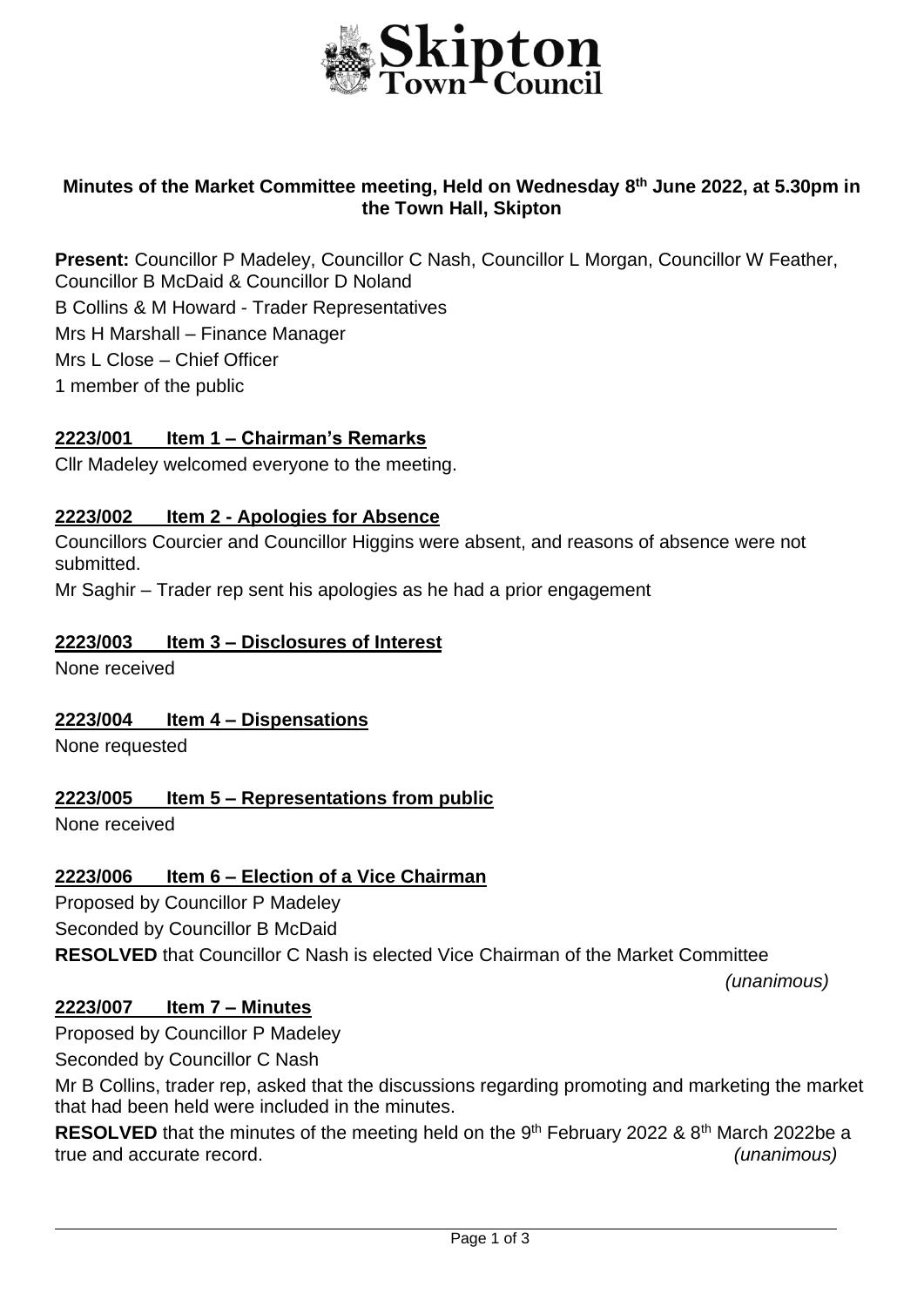Skipton Town Council

**Minutes of the Market Committee meeting, Held on Wednesday 8th June 2022, at 5.30pm in the Town Hall, Skipton**

**Present:** Councillor P Madeley, Councillor C Nash, Councillor L Morgan, Councillor W Feather, Councillor B McDaid & Councillor D Noland

B Collins & M Howard - Trader Representatives

Mrs H Marshall – Finance Manager

Mrs L Close – Chief Officer

1 member of the public

## 2223/001 Item 1 – Chairman's Remarks

Cllr Madeley welcomed everyone to the meeting.

## 2223/002 Item 2 - Apologies for Absence

Councillors Courcier and Councillor Higgins were absent, and reasons of absence were not submitted.

Mr Saghir – Trader rep sent his apologies as he had a prior engagement

## 2223/003 Item 3 – Disclosures of Interest

None received

## 2223/004 Item 4 – Dispensations

None requested

## 2223/005 Item 5 – Representations from public

None received

## 2223/006 Item 6 – Election of a Vice Chairman

Proposed by Councillor P Madeley

Seconded by Councillor B McDaid

**RESOLVED** that Councillor C Nash is elected Vice Chairman of the Market Committee

*(unanimous)*

## 2223/007 Item 7 – Minutes

Proposed by Councillor P Madeley

Seconded by Councillor C Nash

Mr B Collins, trader rep, asked that the discussions regarding promoting and marketing the market that had been held were included in the minutes.

**RESOLVED** that the minutes of the meeting held on the 9th February 2022 & 8th March 2022be a true and accurate record. *(unanimous)*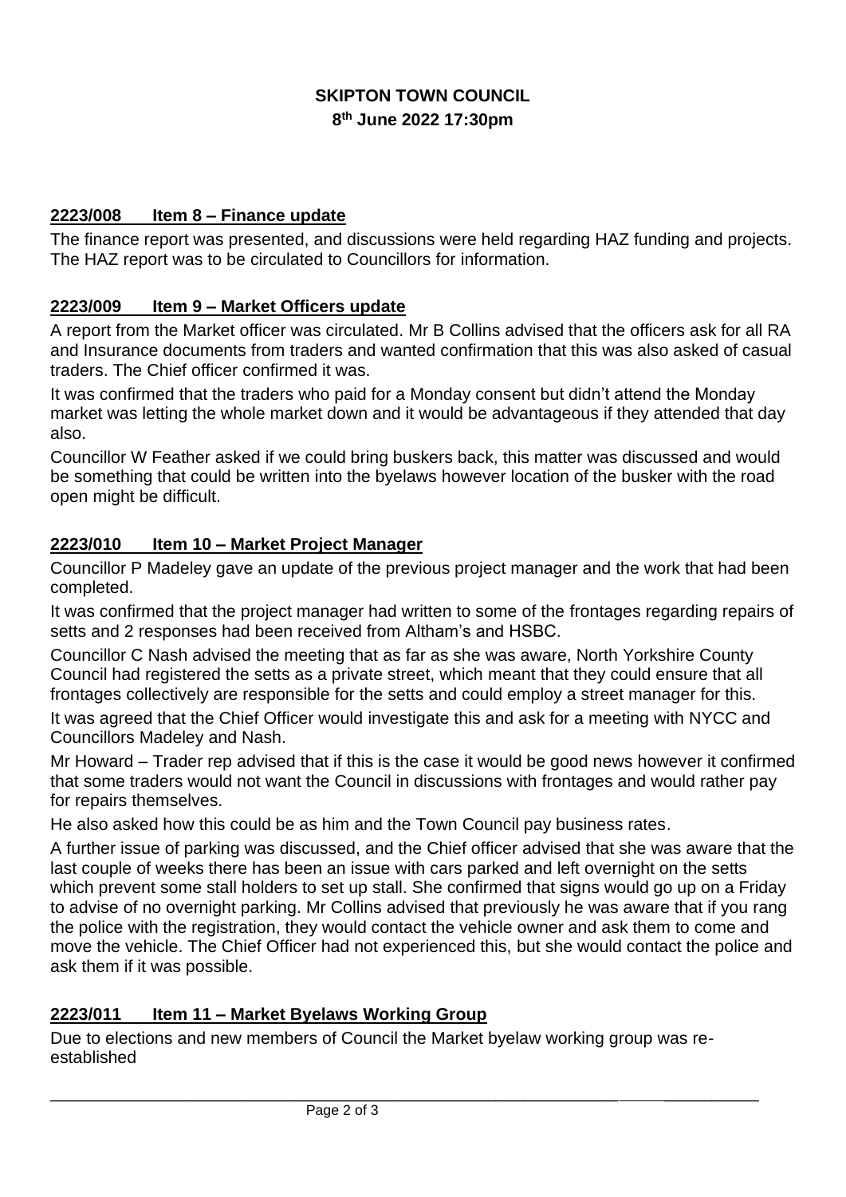**SKIPTON TOWN COUNCIL**
**8th June 2022 17:30pm**

## 2223/008 Item 8 – Finance update

The finance report was presented, and discussions were held regarding HAZ funding and projects. The HAZ report was to be circulated to Councillors for information.

## 2223/009 Item 9 – Market Officers update

A report from the Market officer was circulated. Mr B Collins advised that the officers ask for all RA and Insurance documents from traders and wanted confirmation that this was also asked of casual traders. The Chief officer confirmed it was.

It was confirmed that the traders who paid for a Monday consent but didn't attend the Monday market was letting the whole market down and it would be advantageous if they attended that day also.

Councillor W Feather asked if we could bring buskers back, this matter was discussed and would be something that could be written into the byelaws however location of the busker with the road open might be difficult.

## 2223/010 Item 10 – Market Project Manager

Councillor P Madeley gave an update of the previous project manager and the work that had been completed.

It was confirmed that the project manager had written to some of the frontages regarding repairs of setts and 2 responses had been received from Altham's and HSBC.

Councillor C Nash advised the meeting that as far as she was aware, North Yorkshire County Council had registered the setts as a private street, which meant that they could ensure that all frontages collectively are responsible for the setts and could employ a street manager for this.

It was agreed that the Chief Officer would investigate this and ask for a meeting with NYCC and Councillors Madeley and Nash.

Mr Howard – Trader rep advised that if this is the case it would be good news however it confirmed that some traders would not want the Council in discussions with frontages and would rather pay for repairs themselves.

He also asked how this could be as him and the Town Council pay business rates.

A further issue of parking was discussed, and the Chief officer advised that she was aware that the last couple of weeks there has been an issue with cars parked and left overnight on the setts which prevent some stall holders to set up stall. She confirmed that signs would go up on a Friday to advise of no overnight parking. Mr Collins advised that previously he was aware that if you rang the police with the registration, they would contact the vehicle owner and ask them to come and move the vehicle. The Chief Officer had not experienced this, but she would contact the police and ask them if it was possible.

## 2223/011 Item 11 – Market Byelaws Working Group

Due to elections and new members of Council the Market byelaw working group was re-established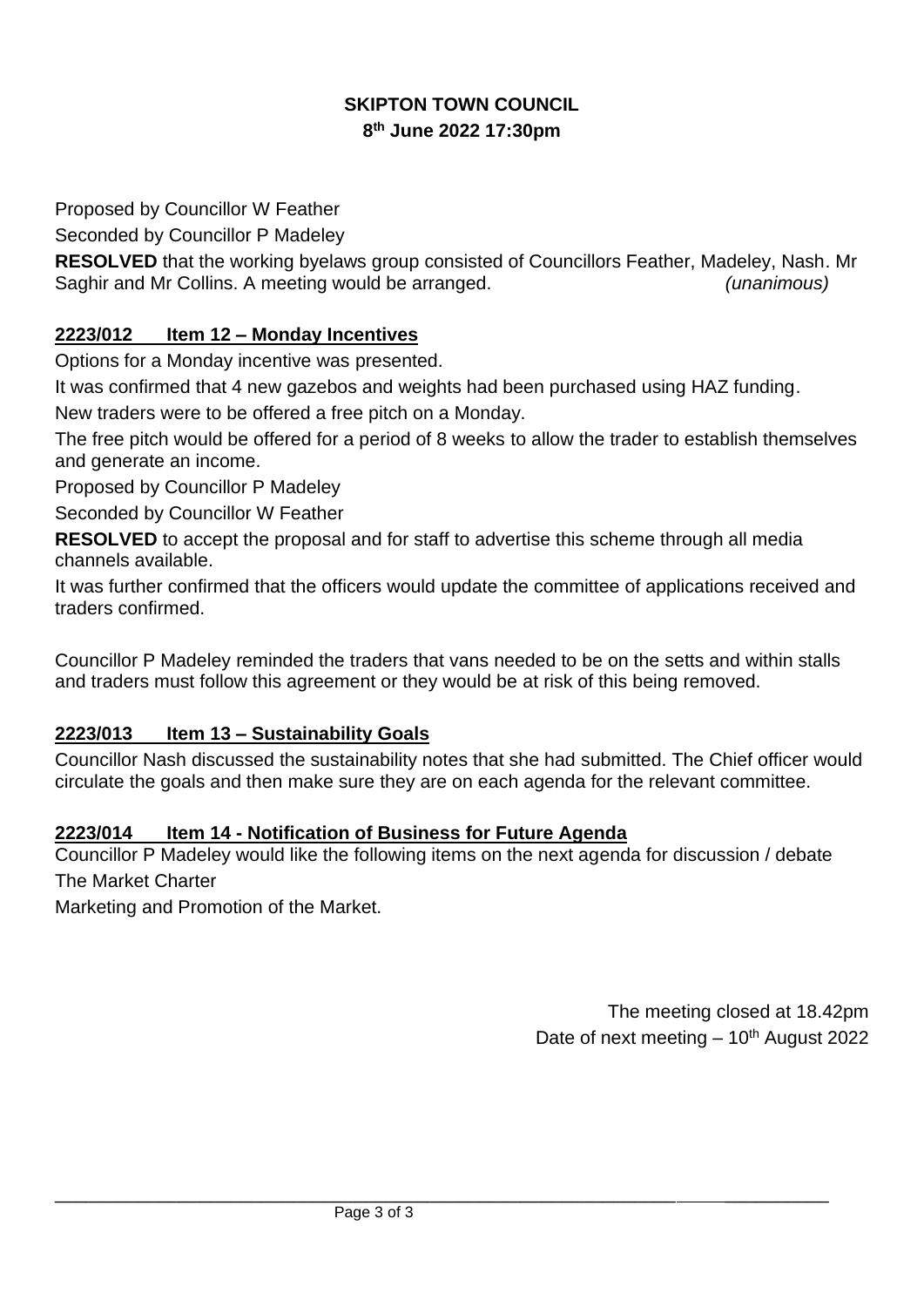**SKIPTON TOWN COUNCIL**
**8th June 2022 17:30pm**

Proposed by Councillor W Feather

Seconded by Councillor P Madeley

**RESOLVED** that the working byelaws group consisted of Councillors Feather, Madeley, Nash. Mr Saghir and Mr Collins. A meeting would be arranged. *(unanimous)*

## 2223/012 Item 12 – Monday Incentives

Options for a Monday incentive was presented.

It was confirmed that 4 new gazebos and weights had been purchased using HAZ funding.

New traders were to be offered a free pitch on a Monday.

The free pitch would be offered for a period of 8 weeks to allow the trader to establish themselves and generate an income.

Proposed by Councillor P Madeley

Seconded by Councillor W Feather

**RESOLVED** to accept the proposal and for staff to advertise this scheme through all media channels available.

It was further confirmed that the officers would update the committee of applications received and traders confirmed.

Councillor P Madeley reminded the traders that vans needed to be on the setts and within stalls and traders must follow this agreement or they would be at risk of this being removed.

## 2223/013 Item 13 – Sustainability Goals

Councillor Nash discussed the sustainability notes that she had submitted. The Chief officer would circulate the goals and then make sure they are on each agenda for the relevant committee.

## 2223/014 Item 14 - Notification of Business for Future Agenda

Councillor P Madeley would like the following items on the next agenda for discussion / debate

The Market Charter

Marketing and Promotion of the Market.

The meeting closed at 18.42pm

Date of next meeting – 10th August 2022